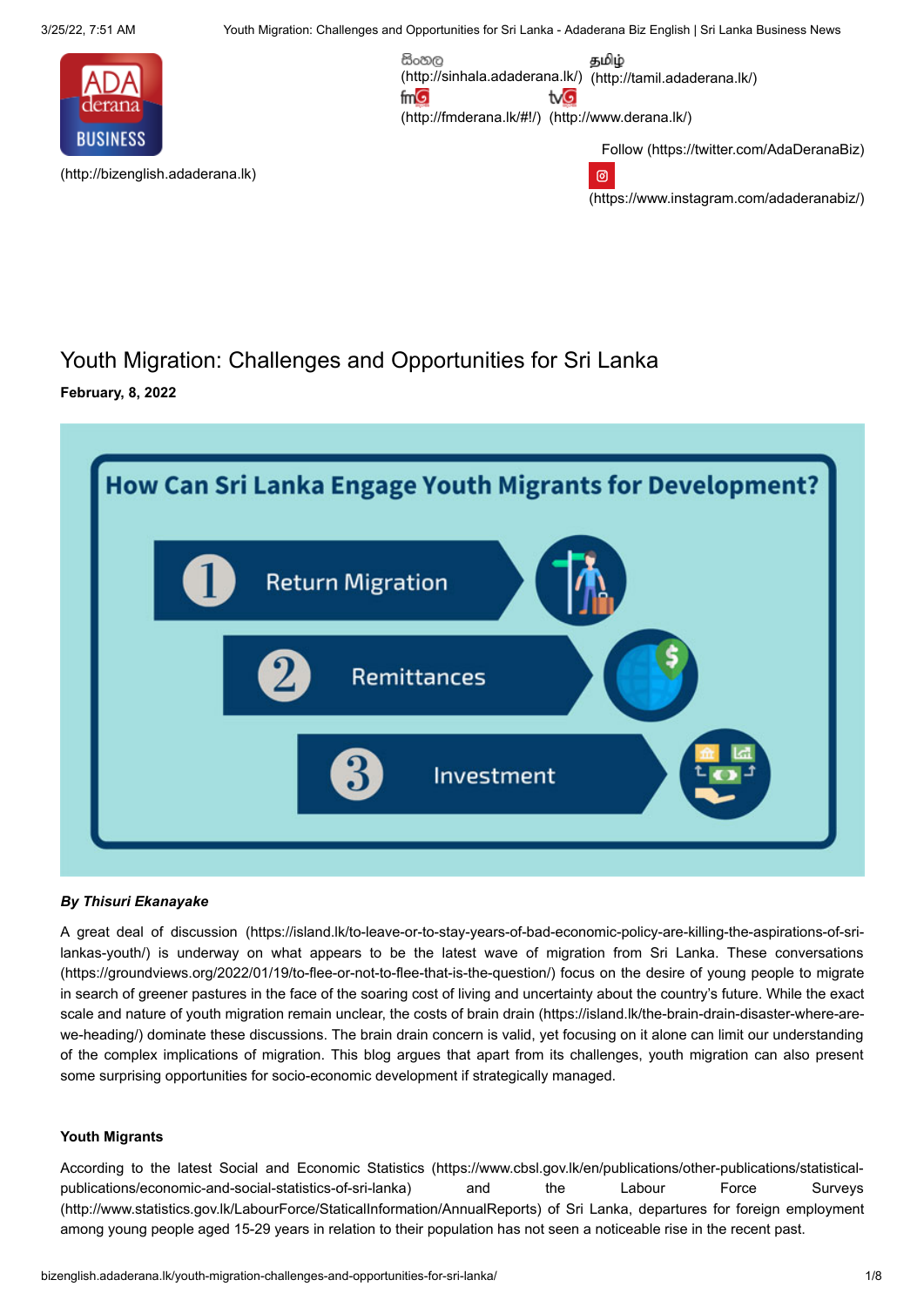සිංහල (http://sinhala.adaderana.lk/) தமிழ் (http://tamil.adaderana.lk/)

(http://fmderana.lk/#!/) (http://www.derana.lk/)

(http://bizenglish.adaderana.lk)

Follow (https://twitter.com/AdaDeranaBiz)

(https://www.instagram.com/adaderanabiz/)

# Youth Migration: Challenges and Opportunities for Sri Lanka

**February, 8, 2022**

***By Thisuri Ekanayake***

A great deal of discussion (https://island.lk/to-leave-or-to-stay-years-of-bad-economic-policy-are-killing-the-aspirations-of-sri-lankas-youth/) is underway on what appears to be the latest wave of migration from Sri Lanka. These conversations (https://groundviews.org/2022/01/19/to-flee-or-not-to-flee-that-is-the-question/) focus on the desire of young people to migrate in search of greener pastures in the face of the soaring cost of living and uncertainty about the country's future. While the exact scale and nature of youth migration remain unclear, the costs of brain drain (https://island.lk/the-brain-drain-disaster-where-are-we-heading/) dominate these discussions. The brain drain concern is valid, yet focusing on it alone can limit our understanding of the complex implications of migration. This blog argues that apart from its challenges, youth migration can also present some surprising opportunities for socio-economic development if strategically managed.

**Youth Migrants**

According to the latest Social and Economic Statistics (https://www.cbsl.gov.lk/en/publications/other-publications/statistical-publications/economic-and-social-statistics-of-sri-lanka) and the Labour Force Surveys (http://www.statistics.gov.lk/LabourForce/StaticalInformation/AnnualReports) of Sri Lanka, departures for foreign employment among young people aged 15-29 years in relation to their population has not seen a noticeable rise in the recent past.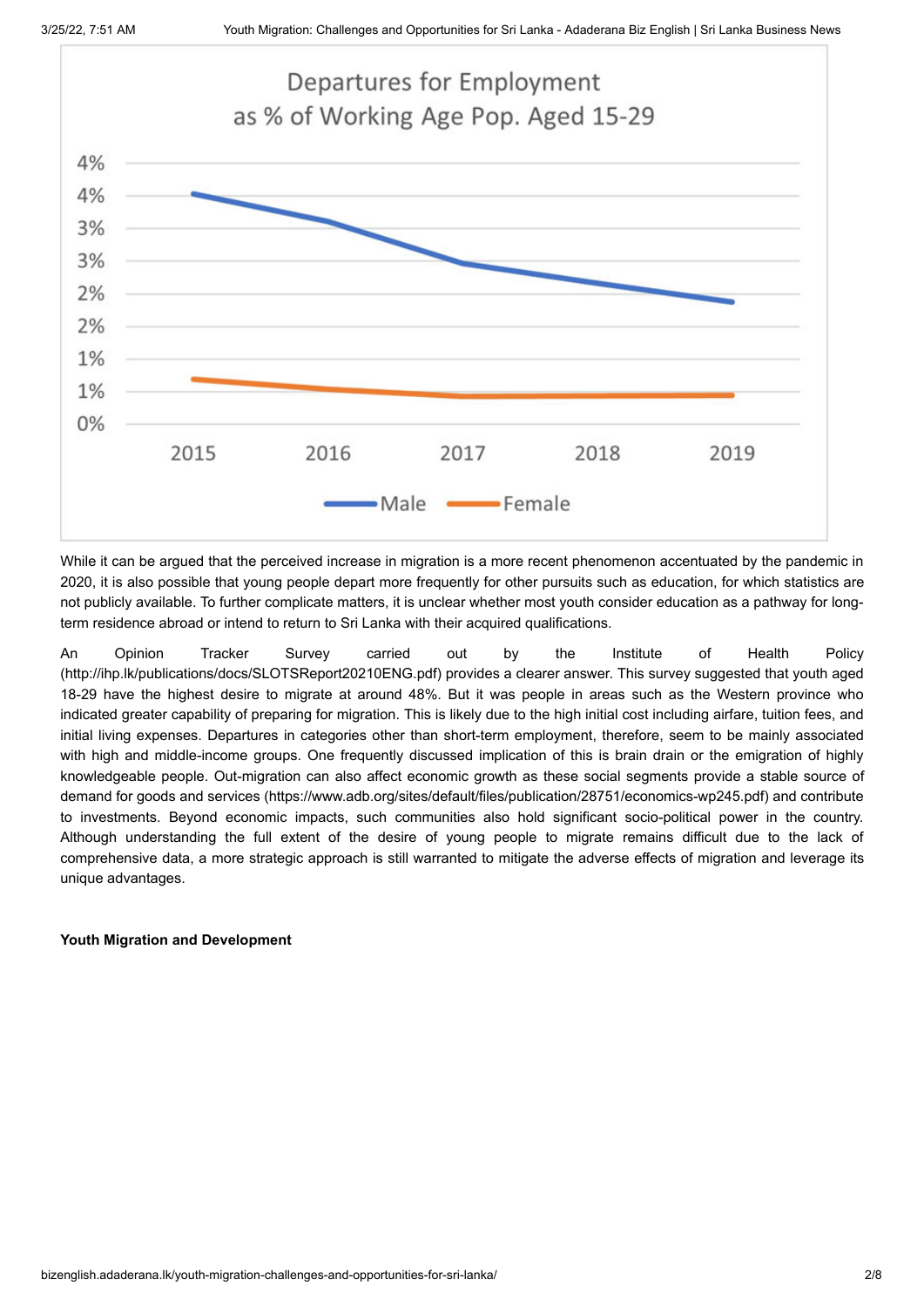While it can be argued that the perceived increase in migration is a more recent phenomenon accentuated by the pandemic in 2020, it is also possible that young people depart more frequently for other pursuits such as education, for which statistics are not publicly available. To further complicate matters, it is unclear whether most youth consider education as a pathway for long-term residence abroad or intend to return to Sri Lanka with their acquired qualifications.

An Opinion Tracker Survey carried out by the Institute of Health Policy (http://ihp.lk/publications/docs/SLOTSReport20210ENG.pdf) provides a clearer answer. This survey suggested that youth aged 18-29 have the highest desire to migrate at around 48%. But it was people in areas such as the Western province who indicated greater capability of preparing for migration. This is likely due to the high initial cost including airfare, tuition fees, and initial living expenses. Departures in categories other than short-term employment, therefore, seem to be mainly associated with high and middle-income groups. One frequently discussed implication of this is brain drain or the emigration of highly knowledgeable people. Out-migration can also affect economic growth as these social segments provide a stable source of demand for goods and services (https://www.adb.org/sites/default/files/publication/28751/economics-wp245.pdf) and contribute to investments. Beyond economic impacts, such communities also hold significant socio-political power in the country. Although understanding the full extent of the desire of young people to migrate remains difficult due to the lack of comprehensive data, a more strategic approach is still warranted to mitigate the adverse effects of migration and leverage its unique advantages.

**Youth Migration and Development**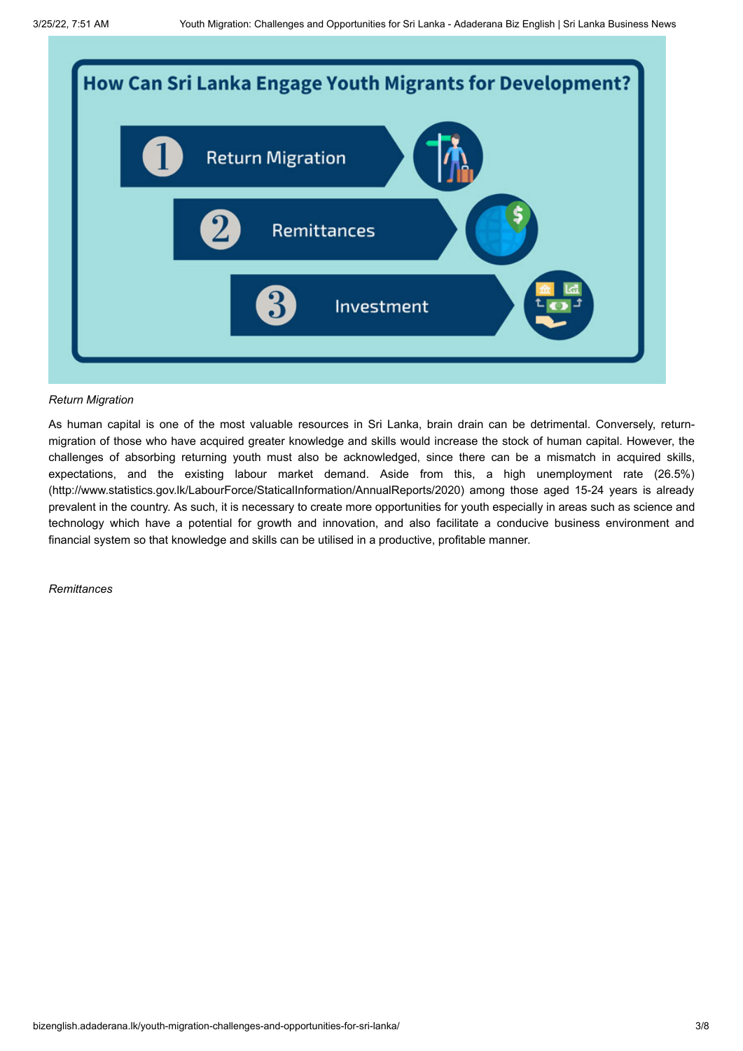*Return Migration*

As human capital is one of the most valuable resources in Sri Lanka, brain drain can be detrimental. Conversely, return-migration of those who have acquired greater knowledge and skills would increase the stock of human capital. However, the challenges of absorbing returning youth must also be acknowledged, since there can be a mismatch in acquired skills, expectations, and the existing labour market demand. Aside from this, a high unemployment rate (26.5%) (http://www.statistics.gov.lk/LabourForce/StaticalInformation/AnnualReports/2020) among those aged 15-24 years is already prevalent in the country. As such, it is necessary to create more opportunities for youth especially in areas such as science and technology which have a potential for growth and innovation, and also facilitate a conducive business environment and financial system so that knowledge and skills can be utilised in a productive, profitable manner.

*Remittances*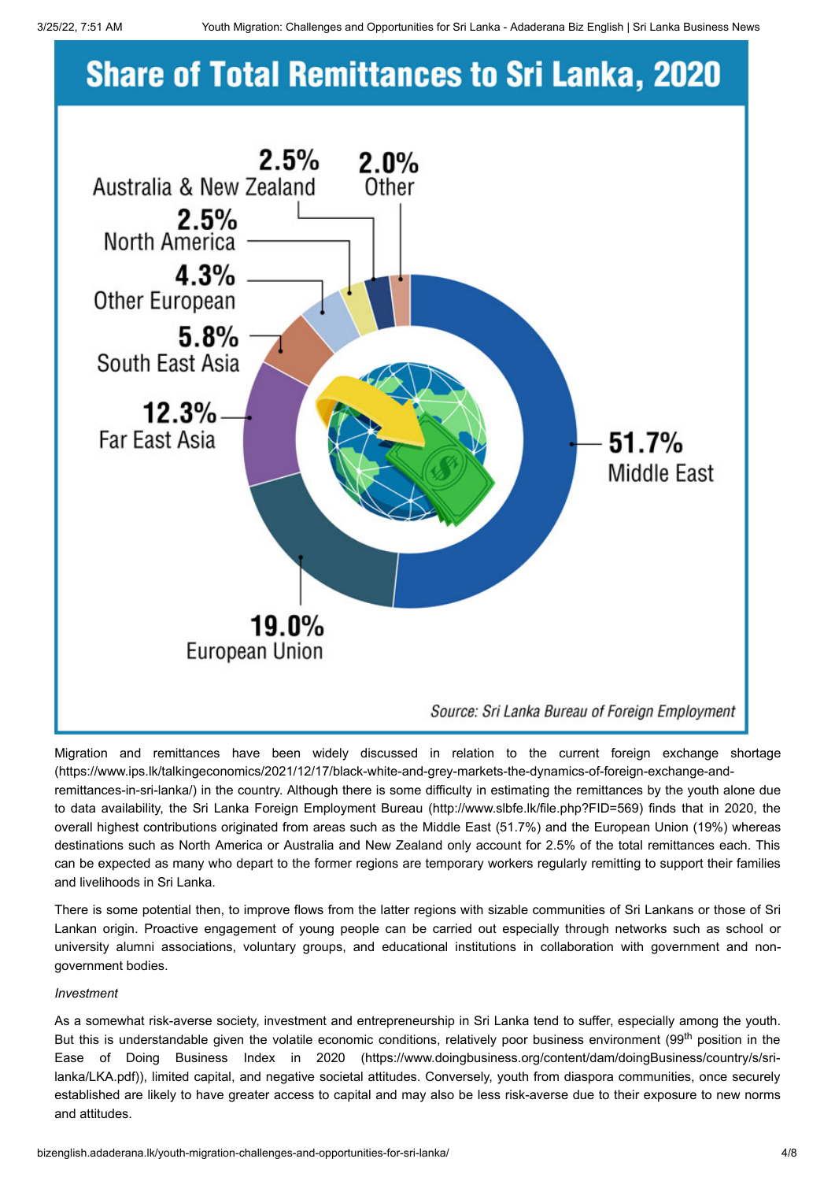## Share of Total Remittances to Sri Lanka, 2020

| Region | Share |
| --- | --- |
| Middle East | 51.7% |
| European Union | 19.0% |
| Far East Asia | 12.3% |
| South East Asia | 5.8% |
| Other European | 4.3% |
| North America | 2.5% |
| Australia & New Zealand | 2.5% |
| Other | 2.0% |

*Source: Sri Lanka Bureau of Foreign Employment*

Migration and remittances have been widely discussed in relation to the current foreign exchange shortage (https://www.ips.lk/talkingeconomics/2021/12/17/black-white-and-grey-markets-the-dynamics-of-foreign-exchange-and-remittances-in-sri-lanka/) in the country. Although there is some difficulty in estimating the remittances by the youth alone due to data availability, the Sri Lanka Foreign Employment Bureau (http://www.slbfe.lk/file.php?FID=569) finds that in 2020, the overall highest contributions originated from areas such as the Middle East (51.7%) and the European Union (19%) whereas destinations such as North America or Australia and New Zealand only account for 2.5% of the total remittances each. This can be expected as many who depart to the former regions are temporary workers regularly remitting to support their families and livelihoods in Sri Lanka.

There is some potential then, to improve flows from the latter regions with sizable communities of Sri Lankans or those of Sri Lankan origin. Proactive engagement of young people can be carried out especially through networks such as school or university alumni associations, voluntary groups, and educational institutions in collaboration with government and non-government bodies.

*Investment*

As a somewhat risk-averse society, investment and entrepreneurship in Sri Lanka tend to suffer, especially among the youth. But this is understandable given the volatile economic conditions, relatively poor business environment (99th position in the Ease of Doing Business Index in 2020 (https://www.doingbusiness.org/content/dam/doingBusiness/country/s/sri-lanka/LKA.pdf)), limited capital, and negative societal attitudes. Conversely, youth from diaspora communities, once securely established are likely to have greater access to capital and may also be less risk-averse due to their exposure to new norms and attitudes.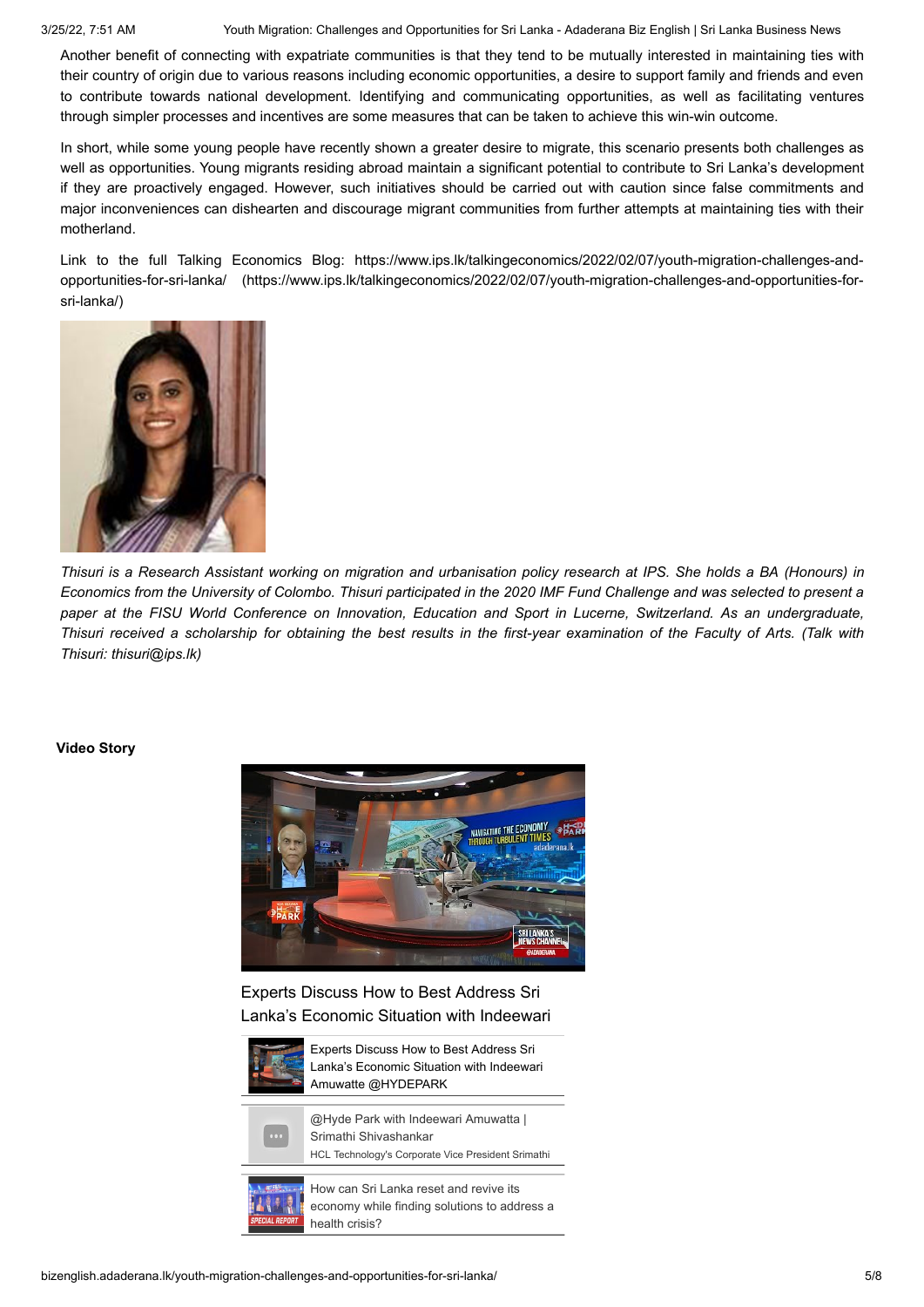Another benefit of connecting with expatriate communities is that they tend to be mutually interested in maintaining ties with their country of origin due to various reasons including economic opportunities, a desire to support family and friends and even to contribute towards national development. Identifying and communicating opportunities, as well as facilitating ventures through simpler processes and incentives are some measures that can be taken to achieve this win-win outcome.

In short, while some young people have recently shown a greater desire to migrate, this scenario presents both challenges as well as opportunities. Young migrants residing abroad maintain a significant potential to contribute to Sri Lanka's development if they are proactively engaged. However, such initiatives should be carried out with caution since false commitments and major inconveniences can dishearten and discourage migrant communities from further attempts at maintaining ties with their motherland.

Link to the full Talking Economics Blog: https://www.ips.lk/talkingeconomics/2022/02/07/youth-migration-challenges-and-opportunities-for-sri-lanka/ (https://www.ips.lk/talkingeconomics/2022/02/07/youth-migration-challenges-and-opportunities-for-sri-lanka/)

*Thisuri is a Research Assistant working on migration and urbanisation policy research at IPS. She holds a BA (Honours) in Economics from the University of Colombo. Thisuri participated in the 2020 IMF Fund Challenge and was selected to present a paper at the FISU World Conference on Innovation, Education and Sport in Lucerne, Switzerland. As an undergraduate, Thisuri received a scholarship for obtaining the best results in the first-year examination of the Faculty of Arts. (Talk with Thisuri: thisuri@ips.lk)*

**Video Story**

Experts Discuss How to Best Address Sri Lanka's Economic Situation with Indeewari

Experts Discuss How to Best Address Sri Lanka's Economic Situation with Indeewari Amuwatte @HYDEPARK

@Hyde Park with Indeewari Amuwatta | Srimathi Shivashankar
HCL Technology's Corporate Vice President Srimathi

How can Sri Lanka reset and revive its economy while finding solutions to address a health crisis?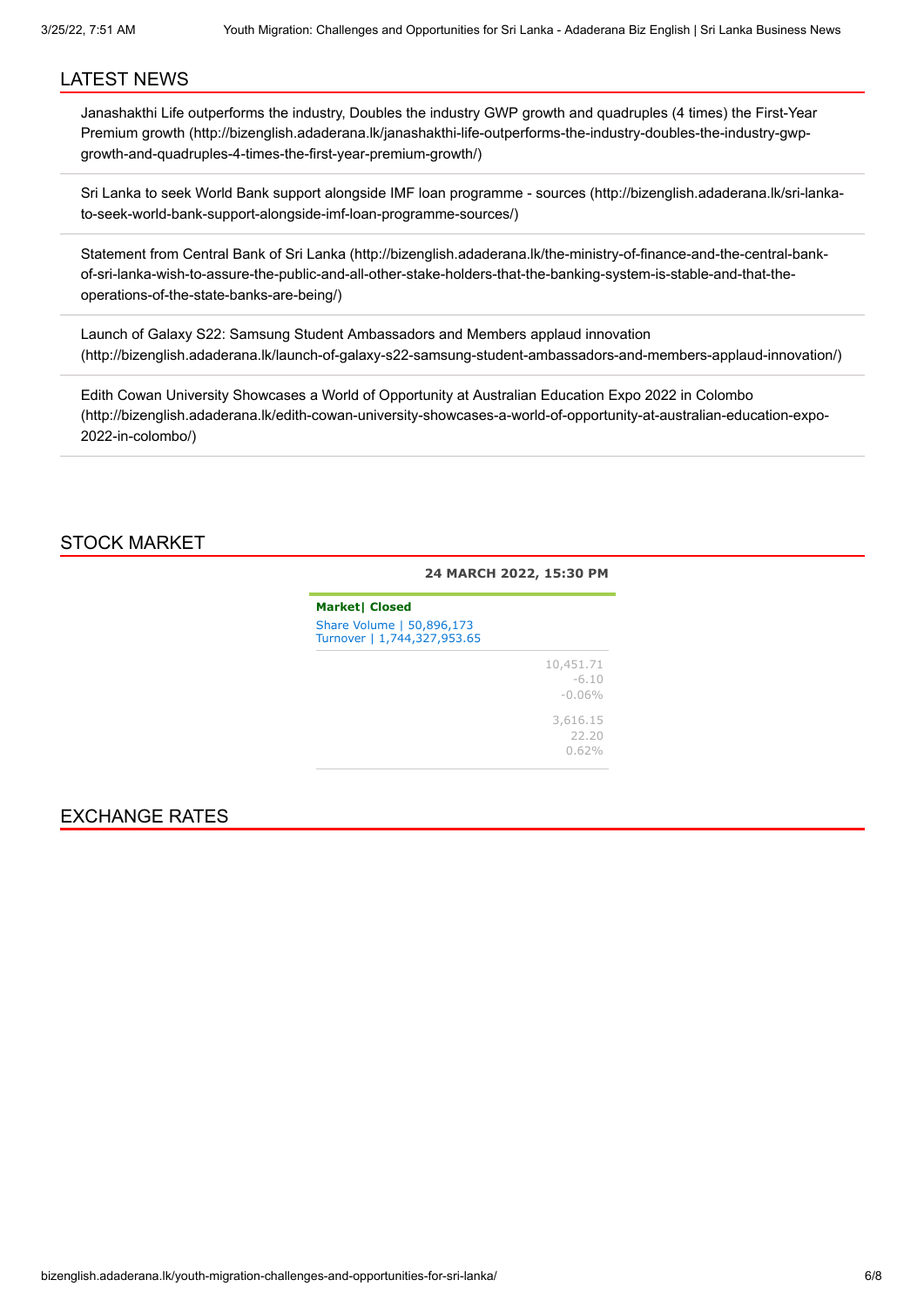## LATEST NEWS

Janashakthi Life outperforms the industry, Doubles the industry GWP growth and quadruples (4 times) the First-Year Premium growth (http://bizenglish.adaderana.lk/janashakthi-life-outperforms-the-industry-doubles-the-industry-gwp-growth-and-quadruples-4-times-the-first-year-premium-growth/)

Sri Lanka to seek World Bank support alongside IMF loan programme - sources (http://bizenglish.adaderana.lk/sri-lanka-to-seek-world-bank-support-alongside-imf-loan-programme-sources/)

Statement from Central Bank of Sri Lanka (http://bizenglish.adaderana.lk/the-ministry-of-finance-and-the-central-bank-of-sri-lanka-wish-to-assure-the-public-and-all-other-stake-holders-that-the-banking-system-is-stable-and-that-the-operations-of-the-state-banks-are-being/)

Launch of Galaxy S22: Samsung Student Ambassadors and Members applaud innovation (http://bizenglish.adaderana.lk/launch-of-galaxy-s22-samsung-student-ambassadors-and-members-applaud-innovation/)

Edith Cowan University Showcases a World of Opportunity at Australian Education Expo 2022 in Colombo (http://bizenglish.adaderana.lk/edith-cowan-university-showcases-a-world-of-opportunity-at-australian-education-expo-2022-in-colombo/)

## STOCK MARKET

**24 MARCH 2022, 15:30 PM**

**Market| Closed**

Share Volume | 50,896,173
Turnover | 1,744,327,953.65

10,451.71
-6.10
-0.06%

3,616.15
22.20
0.62%

## EXCHANGE RATES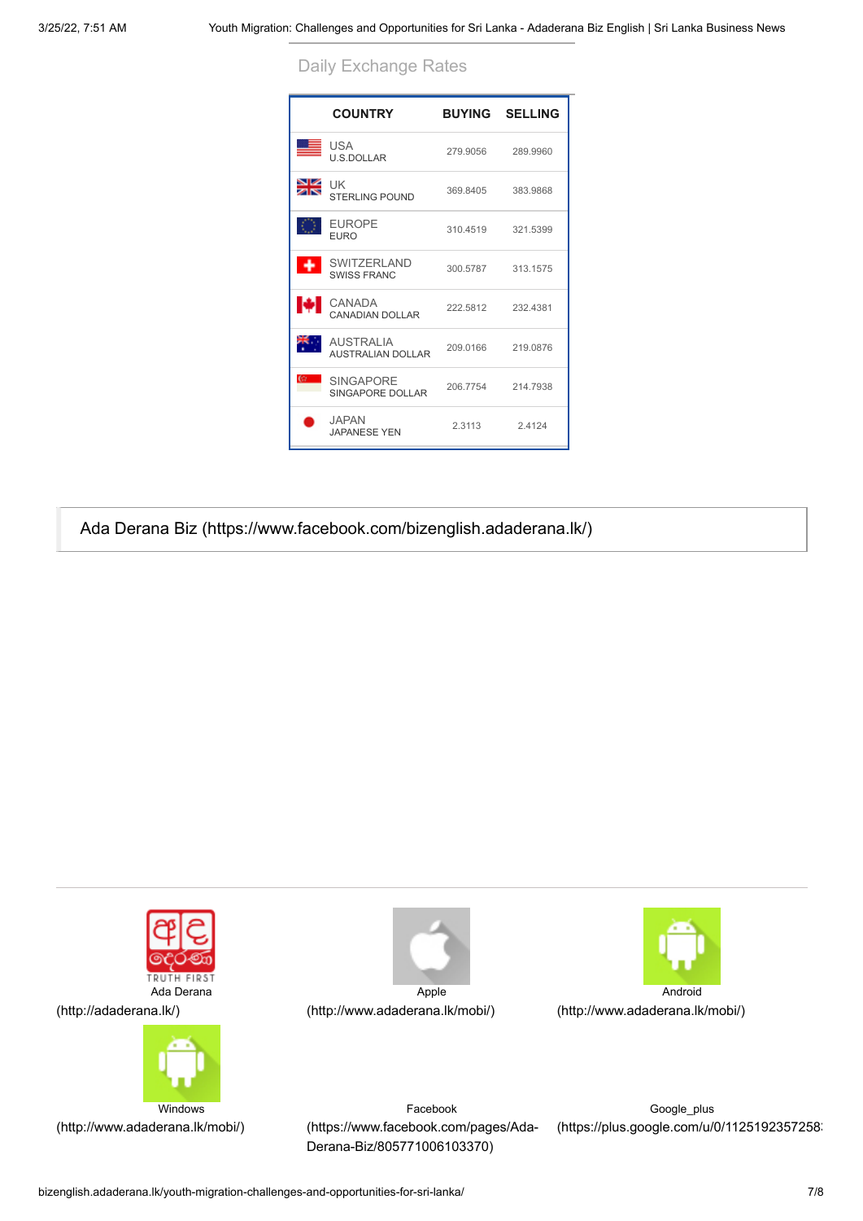## Daily Exchange Rates

| COUNTRY | BUYING | SELLING |
|---|---|---|
| USA U.S.DOLLAR | 279.9056 | 289.9960 |
| UK STERLING POUND | 369.8405 | 383.9868 |
| EUROPE EURO | 310.4519 | 321.5399 |
| SWITZERLAND SWISS FRANC | 300.5787 | 313.1575 |
| CANADA CANADIAN DOLLAR | 222.5812 | 232.4381 |
| AUSTRALIA AUSTRALIAN DOLLAR | 209.0166 | 219.0876 |
| SINGAPORE SINGAPORE DOLLAR | 206.7754 | 214.7938 |
| JAPAN JAPANESE YEN | 2.3113 | 2.4124 |

Ada Derana Biz (https://www.facebook.com/bizenglish.adaderana.lk/)

Ada Derana (http://adaderana.lk/)

Apple (http://www.adaderana.lk/mobi/)

Android (http://www.adaderana.lk/mobi/)

Windows (http://www.adaderana.lk/mobi/)

Facebook (https://www.facebook.com/pages/Ada-Derana-Biz/805771006103370)

Google_plus (https://plus.google.com/u/0/1125192357258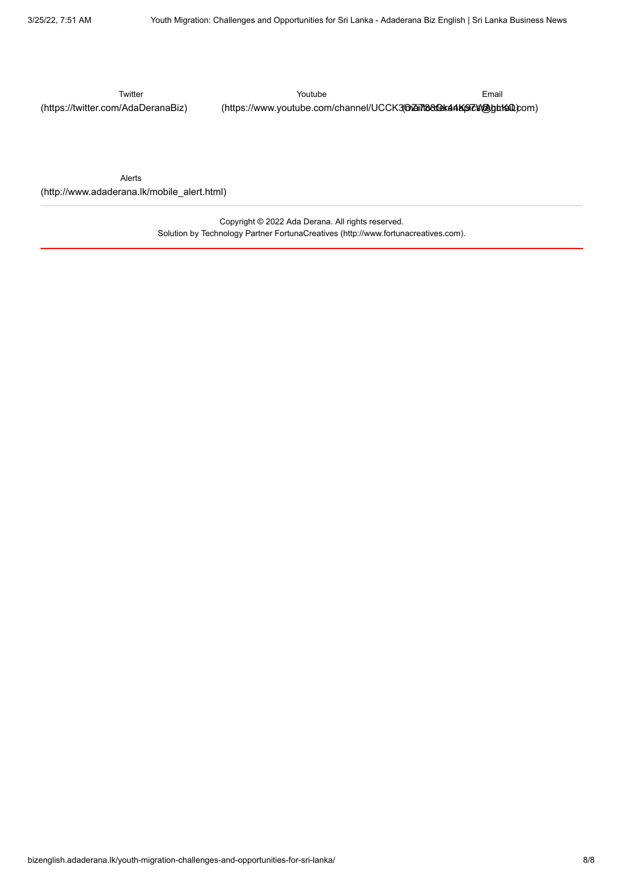Twitter
(https://twitter.com/AdaDeranaBiz)

Youtube
(https://www.youtube.com/channel/UCCK3OZi78GK4K9cW@ghl6Q.com)

Email

Alerts
(http://www.adaderana.lk/mobile_alert.html)

---

Copyright © 2022 Ada Derana. All rights reserved.
Solution by Technology Partner FortunaCreatives (http://www.fortunacreatives.com).